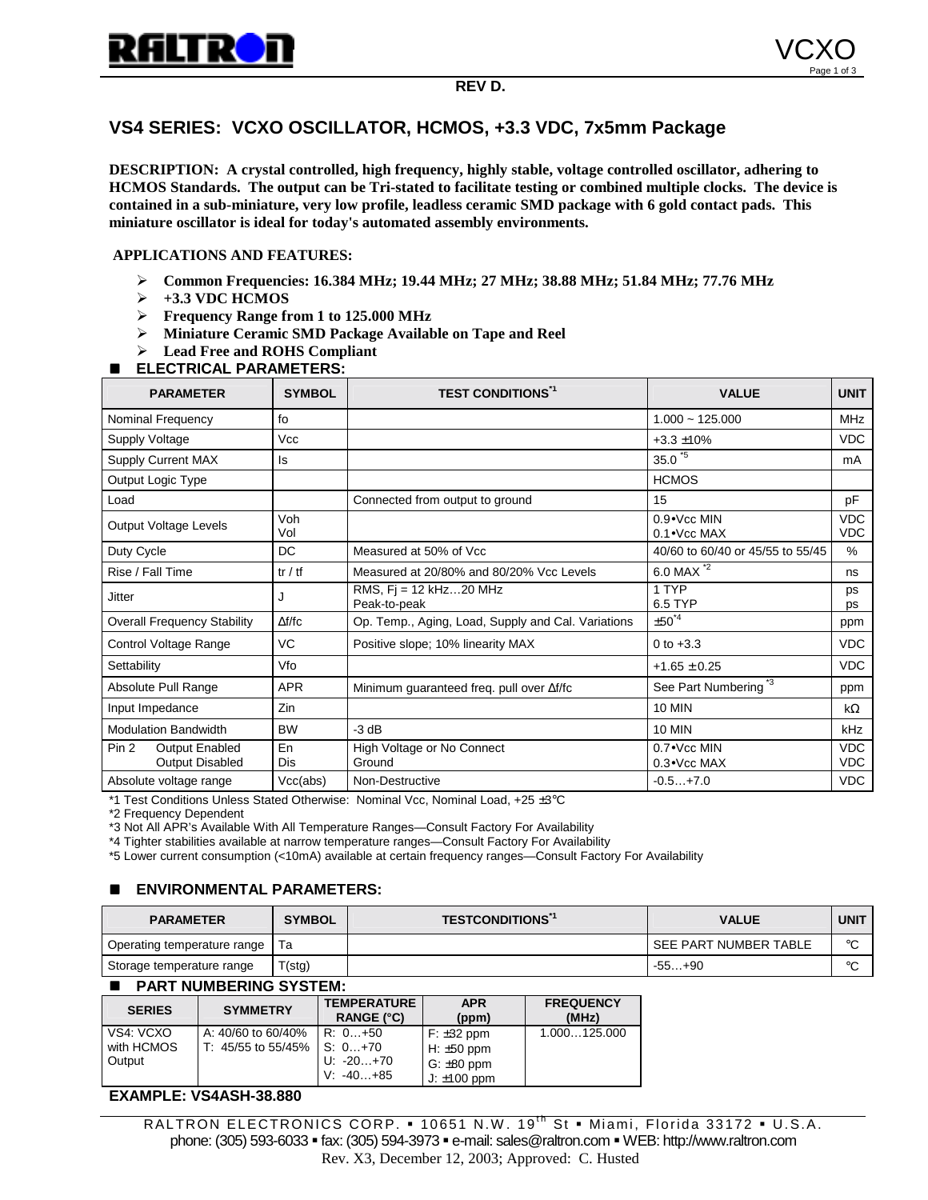REV D.

# VS4 SERIES: VCXO OSCILLATOR, HCMOS, +3.3 VDC, 7x5mm Package

**DESCRIPTION: A crystal controlled, high frequency, highly stable, voltage controlled oscillator, adhering to HCMOS Standards. The output can be Tri-stated to facilitate testing or combined multiple clocks. The device is contained in a sub-miniature, very low profile, leadless ceramic SMD package with 6 gold contact pads. This miniature oscillator is ideal for today's automated assembly environments.**

**APPLICATIONS AND FEATURES:**

- **Common Frequencies: 16.384 MHz; 19.44 MHz; 27 MHz; 38.88 MHz; 51.84 MHz; 77.76 MHz**
- **+3.3 VDC HCMOS**
- **Frequency Range from 1 to 125.000 MHz**
- **Miniature Ceramic SMD Package Available on Tape and Reel**
- **Lead Free and ROHS Compliant**

## ELECTRICAL PARAMETERS:

| PARAMETER | SYMBOL | TEST CONDITIONS*1 | VALUE | UNIT |
|---|---|---|---|---|
| Nominal Frequency | fo | | 1.000 ~ 125.000 | MHz |
| Supply Voltage | Vcc | | +3.3 ±10% | VDC |
| Supply Current MAX | Is | | 35.0 *5 | mA |
| Output Logic Type | | | HCMOS | |
| Load | | Connected from output to ground | 15 | pF |
| Output Voltage Levels | Voh<br>Vol | | 0.9•Vcc MIN<br>0.1•Vcc MAX | VDC<br>VDC |
| Duty Cycle | DC | Measured at 50% of Vcc | 40/60 to 60/40 or 45/55 to 55/45 | % |
| Rise / Fall Time | tr / tf | Measured at 20/80% and 80/20% Vcc Levels | 6.0 MAX *2 | ns |
| Jitter | J | RMS, Fj = 12 kHz…20 MHz<br>Peak-to-peak | 1 TYP<br>6.5 TYP | ps<br>ps |
| Overall Frequency Stability | Δf/fc | Op. Temp., Aging, Load, Supply and Cal. Variations | ±50*4 | ppm |
| Control Voltage Range | VC | Positive slope; 10% linearity MAX | 0 to +3.3 | VDC |
| Settability | Vfo | | +1.65 ± 0.25 | VDC |
| Absolute Pull Range | APR | Minimum guaranteed freq. pull over Δf/fc | See Part Numbering *3 | ppm |
| Input Impedance | Zin | | 10 MIN | kΩ |
| Modulation Bandwidth | BW | -3 dB | 10 MIN | kHz |
| Pin 2 Output Enabled<br>Output Disabled | En<br>Dis | High Voltage or No Connect<br>Ground | 0.7•Vcc MIN<br>0.3•Vcc MAX | VDC<br>VDC |
| Absolute voltage range | Vcc(abs) | Non-Destructive | -0.5…+7.0 | VDC |

*1 Test Conditions Unless Stated Otherwise: Nominal Vcc, Nominal Load, +25 ±3°C
*2 Frequency Dependent
*3 Not All APR's Available With All Temperature Ranges—Consult Factory For Availability
*4 Tighter stabilities available at narrow temperature ranges—Consult Factory For Availability
*5 Lower current consumption (<10mA) available at certain frequency ranges—Consult Factory For Availability

## ENVIRONMENTAL PARAMETERS:

| PARAMETER | SYMBOL | TESTCONDITIONS*1 | VALUE | UNIT |
|---|---|---|---|---|
| Operating temperature range | Ta | | SEE PART NUMBER TABLE | °C |
| Storage temperature range | T(stg) | | -55…+90 | °C |

## PART NUMBERING SYSTEM:

| SERIES | SYMMETRY | TEMPERATURE RANGE (°C) | APR (ppm) | FREQUENCY (MHz) |
|---|---|---|---|---|
| VS4: VCXO with HCMOS Output | A: 40/60 to 60/40%<br>T: 45/55 to 55/45% | R: 0…+50<br>S: 0…+70<br>U: -20…+70<br>V: -40…+85 | F: ±32 ppm<br>H: ±50 ppm<br>G: ±80 ppm<br>J: ±100 ppm | 1.000…125.000 |

**EXAMPLE: VS4ASH-38.880**

RALTRON ELECTRONICS CORP. ▪ 10651 N.W. 19th St ▪ Miami, Florida 33172 ▪ U.S.A.
phone: (305) 593-6033 ▪ fax: (305) 594-3973 ▪ e-mail: sales@raltron.com ▪ WEB: http://www.raltron.com
Rev. X3, December 12, 2003; Approved: C. Husted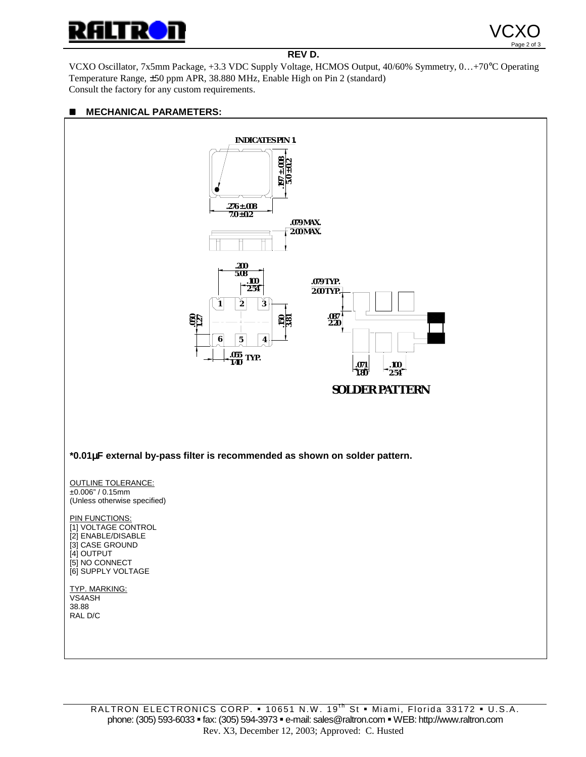**REV D.**

VCXO Oscillator, 7x5mm Package, +3.3 VDC Supply Voltage, HCMOS Output, 40/60% Symmetry, 0…+70°C Operating Temperature Range, ±50 ppm APR, 38.880 MHz, Enable High on Pin 2 (standard)
Consult the factory for any custom requirements.

## ■ MECHANICAL PARAMETERS:

INDICATES PIN 1

.197 ± .008
5.0 ± 0.2

.276 ± .008
7.0 ± 0.2

.079 MAX.
2.00 MAX.

.200
5.08

.100
2.54

.050
1.27

.150
3.81

.055 TYP.
1.40

.079 TYP.
2.00 TYP.

.087
2.20

.071
1.80

.100
2.54

SOLDER PATTERN

**\*0.01µF external by-pass filter is recommended as shown on solder pattern.**

OUTLINE TOLERANCE:
±0.006" / 0.15mm
(Unless otherwise specified)

PIN FUNCTIONS:
[1] VOLTAGE CONTROL
[2] ENABLE/DISABLE
[3] CASE GROUND
[4] OUTPUT
[5] NO CONNECT
[6] SUPPLY VOLTAGE

TYP. MARKING:
VS4ASH
38.88
RAL D/C

RALTRON ELECTRONICS CORP. ▪ 10651 N.W. 19th St ▪ Miami, Florida 33172 ▪ U.S.A.
phone: (305) 593-6033 ▪ fax: (305) 594-3973 ▪ e-mail: sales@raltron.com ▪ WEB: http://www.raltron.com
Rev. X3, December 12, 2003; Approved: C. Husted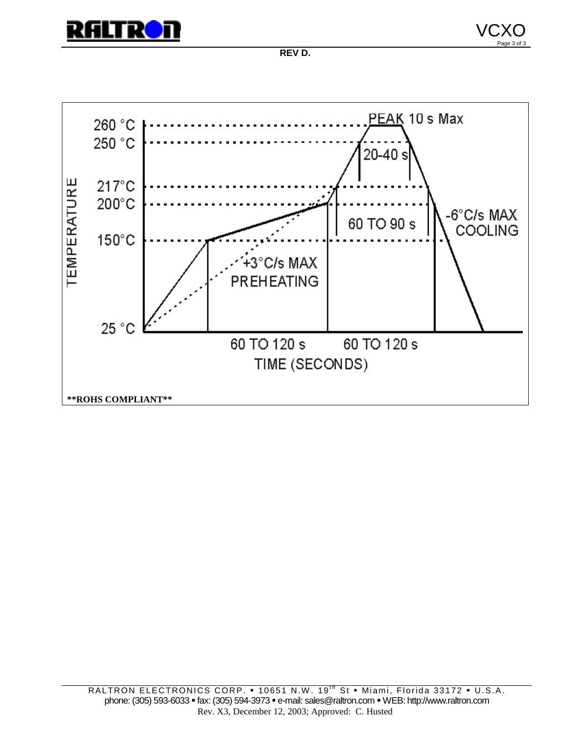REV D.

260 °C
250 °C
217°C
200°C
150°C
25 °C

TEMPERATURE

PEAK 10 s Max

20-40 s

60 TO 90 s

-6°C/s MAX
COOLING

+3°C/s MAX
PREHEATING

60 TO 120 s
60 TO 120 s

TIME (SECONDS)

**ROHS COMPLIANT**

RALTRON ELECTRONICS CORP. ▪ 10651 N.W. 19th St ▪ Miami, Florida 33172 ▪ U.S.A.
phone: (305) 593-6033 ▪ fax: (305) 594-3973 ▪ e-mail: sales@raltron.com ▪ WEB: http://www.raltron.com
Rev. X3, December 12, 2003; Approved: C. Husted